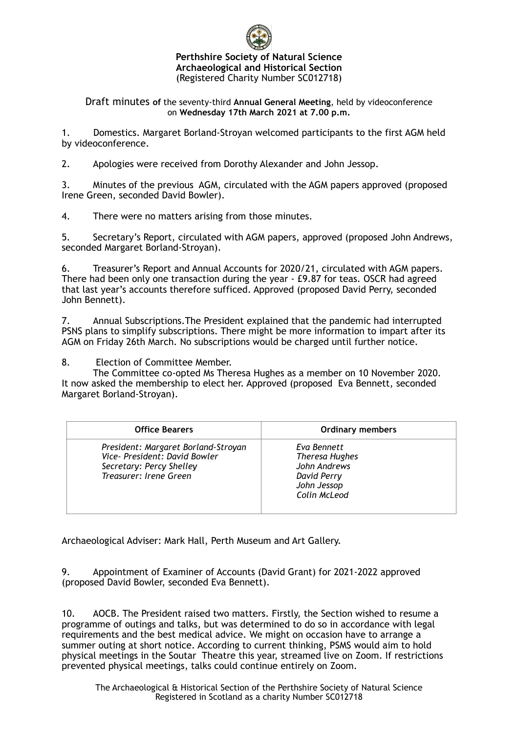**Perthshire Society of Natural Science**
**Archaeological and Historical Section**
(Registered Charity Number SC012718)

Draft minutes **of** the seventy-third **Annual General Meeting**, held by videoconference on **Wednesday 17th March 2021 at 7.00 p.m.**

1. Domestics. Margaret Borland-Stroyan welcomed participants to the first AGM held by videoconference.

2. Apologies were received from Dorothy Alexander and John Jessop.

3. Minutes of the previous AGM, circulated with the AGM papers approved (proposed Irene Green, seconded David Bowler).

4. There were no matters arising from those minutes.

5. Secretary's Report, circulated with AGM papers, approved (proposed John Andrews, seconded Margaret Borland-Stroyan).

6. Treasurer's Report and Annual Accounts for 2020/21, circulated with AGM papers. There had been only one transaction during the year - £9.87 for teas. OSCR had agreed that last year's accounts therefore sufficed. Approved (proposed David Perry, seconded John Bennett).

7. Annual Subscriptions.The President explained that the pandemic had interrupted PSNS plans to simplify subscriptions. There might be more information to impart after its AGM on Friday 26th March. No subscriptions would be charged until further notice.

8. Election of Committee Member.
The Committee co-opted Ms Theresa Hughes as a member on 10 November 2020. It now asked the membership to elect her. Approved (proposed Eva Bennett, seconded Margaret Borland-Stroyan).

| Office Bearers | Ordinary members |
|---|---|
| *President: Margaret Borland-Stroyan*<br>*Vice- President: David Bowler*<br>*Secretary: Percy Shelley*<br>*Treasurer: Irene Green* | *Eva Bennett*<br>*Theresa Hughes*<br>*John Andrews*<br>*David Perry*<br>*John Jessop*<br>*Colin McLeod* |

Archaeological Adviser: Mark Hall, Perth Museum and Art Gallery.

9. Appointment of Examiner of Accounts (David Grant) for 2021-2022 approved (proposed David Bowler, seconded Eva Bennett).

10. AOCB. The President raised two matters. Firstly, the Section wished to resume a programme of outings and talks, but was determined to do so in accordance with legal requirements and the best medical advice. We might on occasion have to arrange a summer outing at short notice. According to current thinking, PSMS would aim to hold physical meetings in the Soutar Theatre this year, streamed live on Zoom. If restrictions prevented physical meetings, talks could continue entirely on Zoom.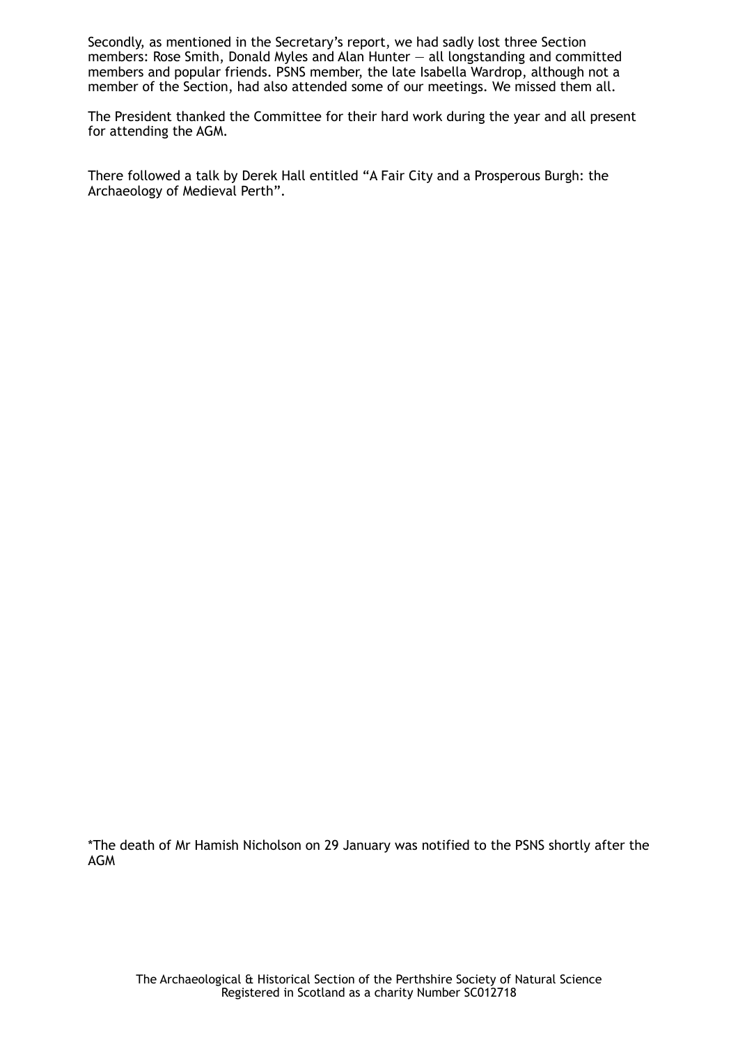Secondly, as mentioned in the Secretary's report, we had sadly lost three Section members: Rose Smith, Donald Myles and Alan Hunter — all longstanding and committed members and popular friends. PSNS member, the late Isabella Wardrop, although not a member of the Section, had also attended some of our meetings. We missed them all.

The President thanked the Committee for their hard work during the year and all present for attending the AGM.

There followed a talk by Derek Hall entitled "A Fair City and a Prosperous Burgh: the Archaeology of Medieval Perth".

*The death of Mr Hamish Nicholson on 29 January was notified to the PSNS shortly after the AGM

The Archaeological & Historical Section of the Perthshire Society of Natural Science
Registered in Scotland as a charity Number SC012718